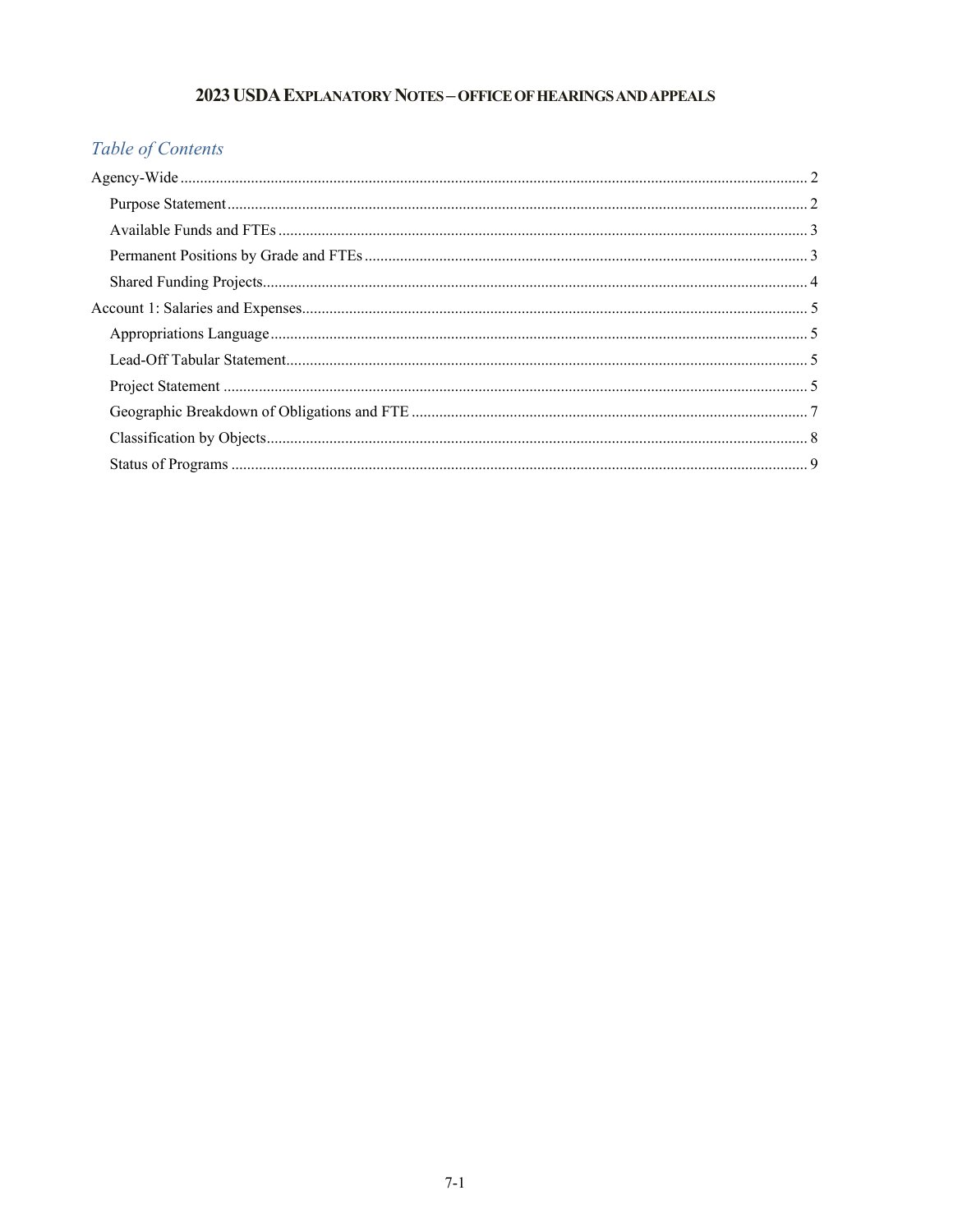# 2023 USDA Explanatory Notes – Office of Hearings and Appeals

## *Table of Contents*

- Agency-Wide ... 2
  - Purpose Statement ... 2
  - Available Funds and FTEs ... 3
  - Permanent Positions by Grade and FTEs ... 3
  - Shared Funding Projects ... 4
- Account 1: Salaries and Expenses ... 5
  - Appropriations Language ... 5
  - Lead-Off Tabular Statement ... 5
  - Project Statement ... 5
  - Geographic Breakdown of Obligations and FTE ... 7
  - Classification by Objects ... 8
  - Status of Programs ... 9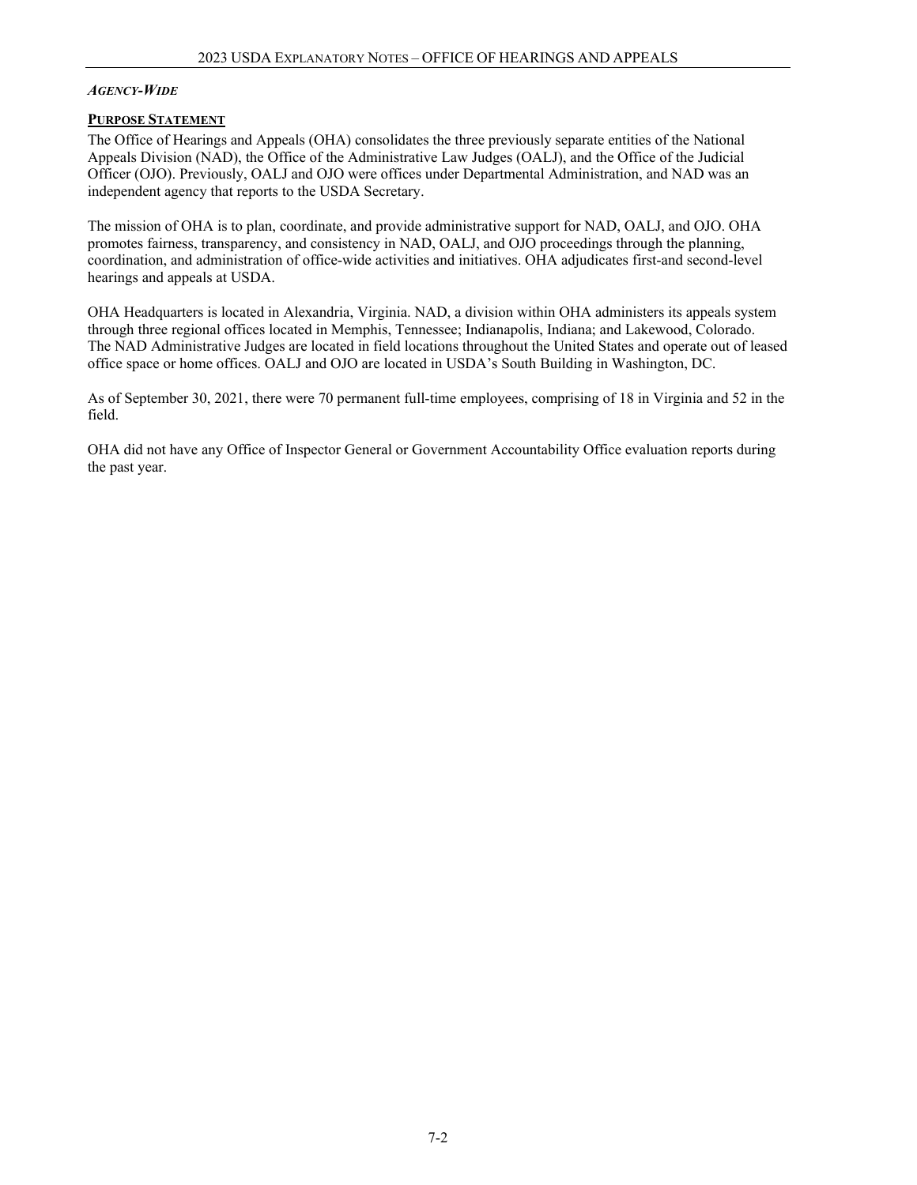***Agency-Wide***

**Purpose Statement**

The Office of Hearings and Appeals (OHA) consolidates the three previously separate entities of the National Appeals Division (NAD), the Office of the Administrative Law Judges (OALJ), and the Office of the Judicial Officer (OJO). Previously, OALJ and OJO were offices under Departmental Administration, and NAD was an independent agency that reports to the USDA Secretary.

The mission of OHA is to plan, coordinate, and provide administrative support for NAD, OALJ, and OJO. OHA promotes fairness, transparency, and consistency in NAD, OALJ, and OJO proceedings through the planning, coordination, and administration of office-wide activities and initiatives. OHA adjudicates first-and second-level hearings and appeals at USDA.

OHA Headquarters is located in Alexandria, Virginia. NAD, a division within OHA administers its appeals system through three regional offices located in Memphis, Tennessee; Indianapolis, Indiana; and Lakewood, Colorado. The NAD Administrative Judges are located in field locations throughout the United States and operate out of leased office space or home offices. OALJ and OJO are located in USDA's South Building in Washington, DC.

As of September 30, 2021, there were 70 permanent full-time employees, comprising of 18 in Virginia and 52 in the field.

OHA did not have any Office of Inspector General or Government Accountability Office evaluation reports during the past year.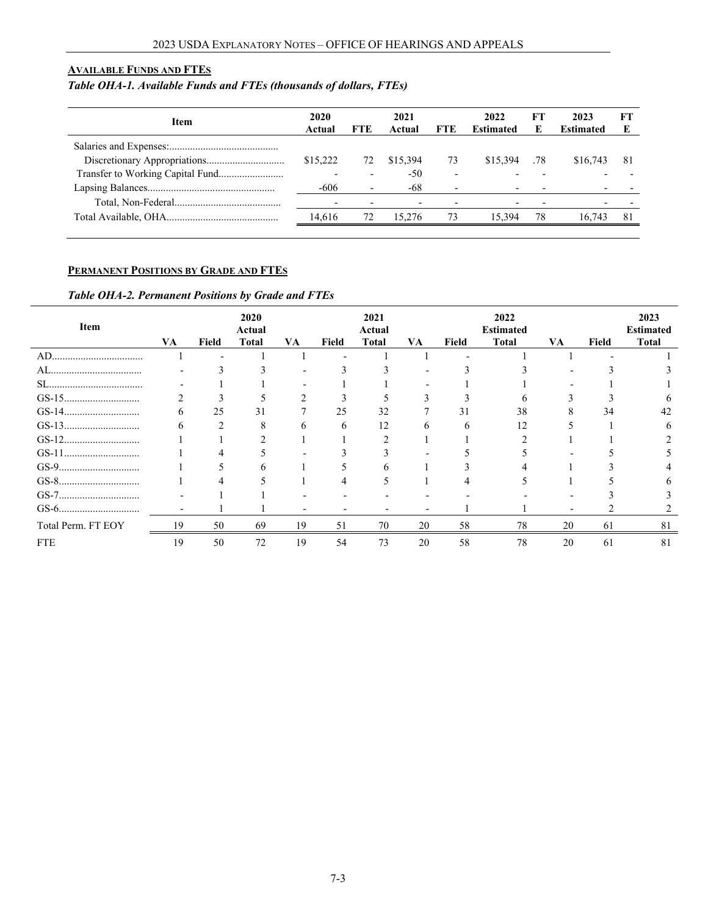## AVAILABLE FUNDS AND FTES

*Table OHA-1. Available Funds and FTEs (thousands of dollars, FTEs)*

| Item | 2020 Actual | FTE | 2021 Actual | FTE | 2022 Estimated | FTE | 2023 Estimated | FTE |
|---|---|---|---|---|---|---|---|---|
| Salaries and Expenses: | | | | | | | | |
| Discretionary Appropriations | $15,222 | 72 | $15,394 | 73 | $15,394 | .78 | $16,743 | 81 |
| Transfer to Working Capital Fund | - | - | -50 | - | - | - | - | - |
| Lapsing Balances | -606 | - | -68 | - | - | - | - | - |
| Total, Non-Federal | - | - | - | - | - | - | - | - |
| Total Available, OHA | 14,616 | 72 | 15,276 | 73 | 15,394 | 78 | 16,743 | 81 |

## PERMANENT POSITIONS BY GRADE AND FTES

*Table OHA-2. Permanent Positions by Grade and FTEs*

| Item | VA | Field | 2020 Actual Total | VA | Field | 2021 Actual Total | VA | Field | 2022 Estimated Total | VA | Field | 2023 Estimated Total |
|---|---|---|---|---|---|---|---|---|---|---|---|---|
| AD | 1 | - | 1 | 1 | - | 1 | 1 | - | 1 | 1 | - | 1 |
| AL | - | 3 | 3 | - | 3 | 3 | - | 3 | 3 | - | 3 | 3 |
| SL | - | 1 | 1 | - | 1 | 1 | - | 1 | 1 | - | 1 | 1 |
| GS-15 | 2 | 3 | 5 | 2 | 3 | 5 | 3 | 3 | 6 | 3 | 3 | 6 |
| GS-14 | 6 | 25 | 31 | 7 | 25 | 32 | 7 | 31 | 38 | 8 | 34 | 42 |
| GS-13 | 6 | 2 | 8 | 6 | 6 | 12 | 6 | 6 | 12 | 5 | 1 | 6 |
| GS-12 | 1 | 1 | 2 | 1 | 1 | 2 | 1 | 1 | 2 | 1 | 1 | 2 |
| GS-11 | 1 | 4 | 5 | - | 3 | 3 | - | 5 | 5 | - | 5 | 5 |
| GS-9 | 1 | 5 | 6 | 1 | 5 | 6 | 1 | 3 | 4 | 1 | 3 | 4 |
| GS-8 | 1 | 4 | 5 | 1 | 4 | 5 | 1 | 4 | 5 | 1 | 5 | 6 |
| GS-7 | - | 1 | 1 | - | - | - | - | - | - | - | 3 | 3 |
| GS-6 | - | 1 | 1 | - | - | - | - | 1 | 1 | - | 2 | 2 |
| Total Perm. FT EOY | 19 | 50 | 69 | 19 | 51 | 70 | 20 | 58 | 78 | 20 | 61 | 81 |
| FTE | 19 | 50 | 72 | 19 | 54 | 73 | 20 | 58 | 78 | 20 | 61 | 81 |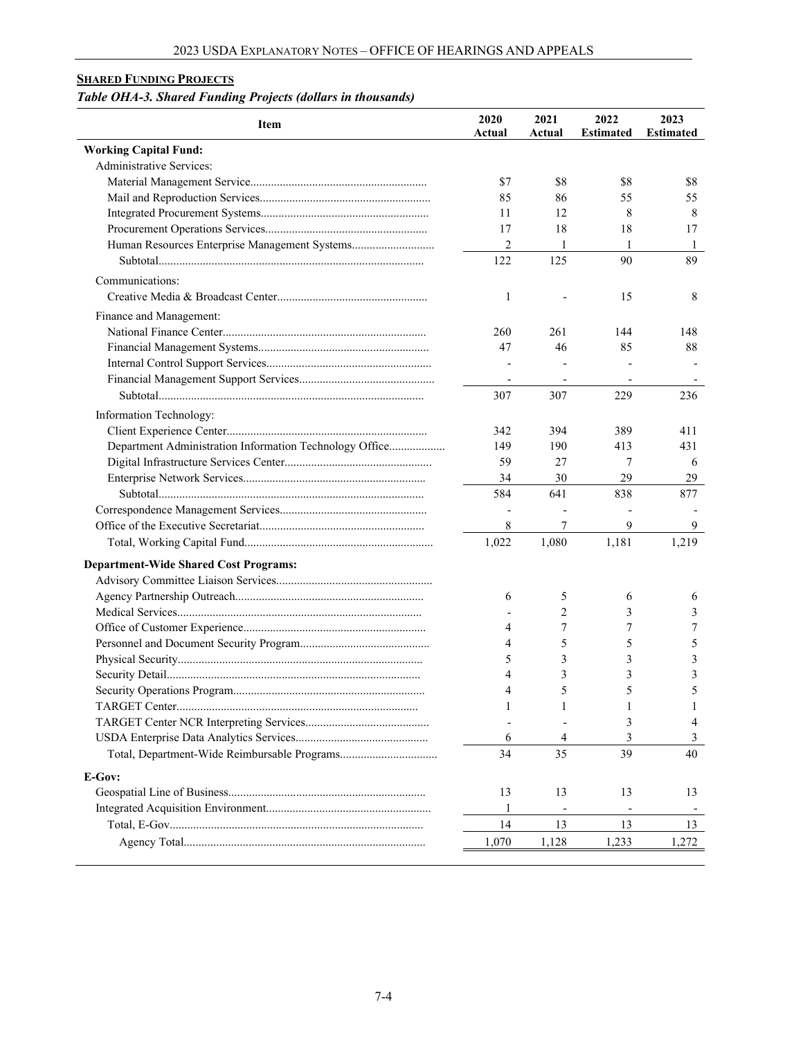**SHARED FUNDING PROJECTS**

***Table OHA-3. Shared Funding Projects (dollars in thousands)***

| Item | 2020 Actual | 2021 Actual | 2022 Estimated | 2023 Estimated |
|---|---|---|---|---|
| **Working Capital Fund:** | | | | |
| Administrative Services: | | | | |
| Material Management Service | $7 | $8 | $8 | $8 |
| Mail and Reproduction Services | 85 | 86 | 55 | 55 |
| Integrated Procurement Systems | 11 | 12 | 8 | 8 |
| Procurement Operations Services | 17 | 18 | 18 | 17 |
| Human Resources Enterprise Management Systems | 2 | 1 | 1 | 1 |
| Subtotal | 122 | 125 | 90 | 89 |
| Communications: | | | | |
| Creative Media & Broadcast Center | 1 | - | 15 | 8 |
| Finance and Management: | | | | |
| National Finance Center | 260 | 261 | 144 | 148 |
| Financial Management Systems | 47 | 46 | 85 | 88 |
| Internal Control Support Services | - | - | - | - |
| Financial Management Support Services | - | - | - | - |
| Subtotal | 307 | 307 | 229 | 236 |
| Information Technology: | | | | |
| Client Experience Center | 342 | 394 | 389 | 411 |
| Department Administration Information Technology Office | 149 | 190 | 413 | 431 |
| Digital Infrastructure Services Center | 59 | 27 | 7 | 6 |
| Enterprise Network Services | 34 | 30 | 29 | 29 |
| Subtotal | 584 | 641 | 838 | 877 |
| Correspondence Management Services | - | - | - | - |
| Office of the Executive Secretariat | 8 | 7 | 9 | 9 |
| Total, Working Capital Fund | 1,022 | 1,080 | 1,181 | 1,219 |
| **Department-Wide Shared Cost Programs:** | | | | |
| Advisory Committee Liaison Services | | | | |
| Agency Partnership Outreach | 6 | 5 | 6 | 6 |
| Medical Services | - | 2 | 3 | 3 |
| Office of Customer Experience | 4 | 7 | 7 | 7 |
| Personnel and Document Security Program | 4 | 5 | 5 | 5 |
| Physical Security | 5 | 3 | 3 | 3 |
| Security Detail | 4 | 3 | 3 | 3 |
| Security Operations Program | 4 | 5 | 5 | 5 |
| TARGET Center | 1 | 1 | 1 | 1 |
| TARGET Center NCR Interpreting Services | - | - | 3 | 4 |
| USDA Enterprise Data Analytics Services | 6 | 4 | 3 | 3 |
| Total, Department-Wide Reimbursable Programs | 34 | 35 | 39 | 40 |
| **E-Gov:** | | | | |
| Geospatial Line of Business | 13 | 13 | 13 | 13 |
| Integrated Acquisition Environment | 1 | - | - | - |
| Total, E-Gov | 14 | 13 | 13 | 13 |
| Agency Total | 1,070 | 1,128 | 1,233 | 1,272 |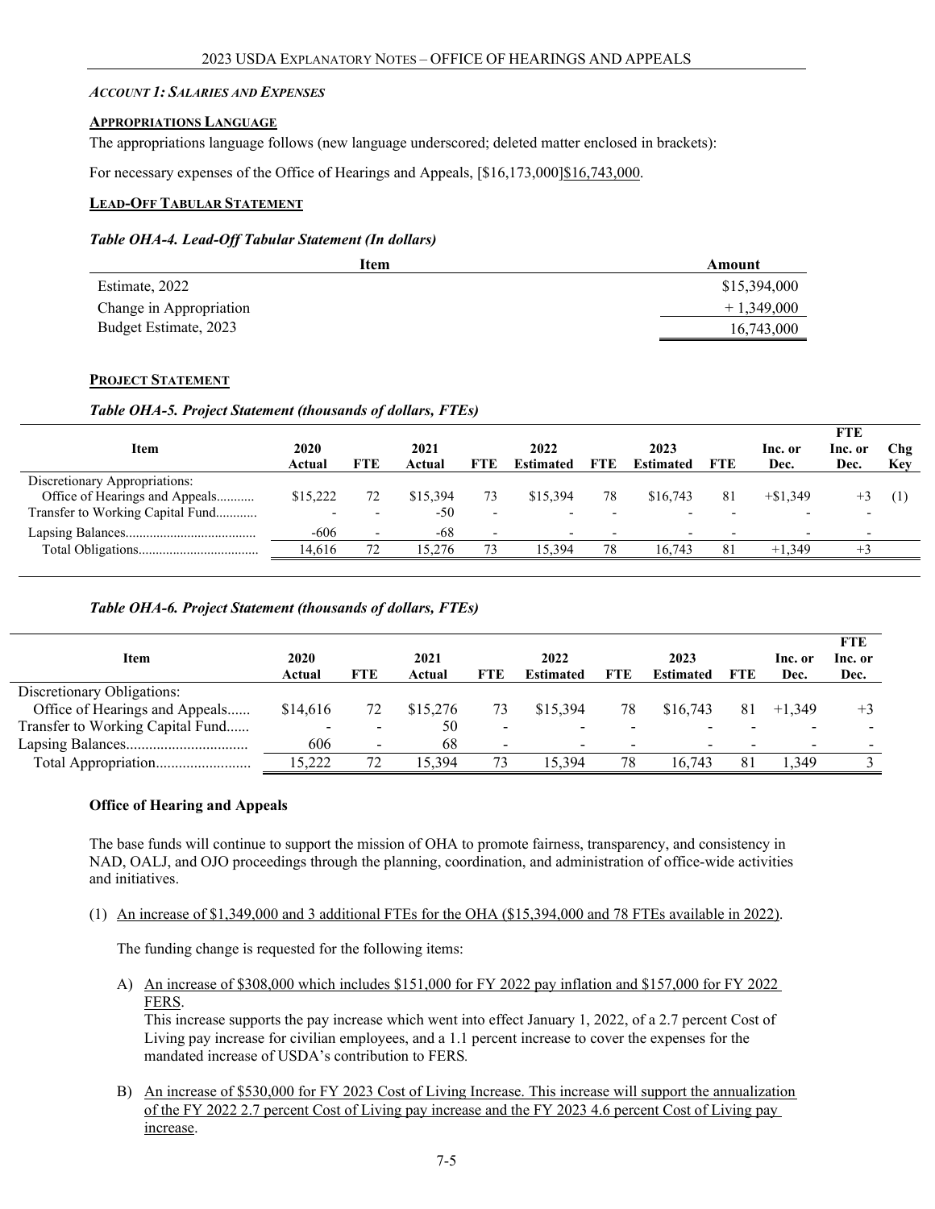*ACCOUNT 1: SALARIES AND EXPENSES*

**APPROPRIATIONS LANGUAGE**

The appropriations language follows (new language underscored; deleted matter enclosed in brackets):

For necessary expenses of the Office of Hearings and Appeals, [$16,173,000]$16,743,000.

**LEAD-OFF TABULAR STATEMENT**

***Table OHA-4. Lead-Off Tabular Statement (In dollars)***

| Item | Amount |
|---|---|
| Estimate, 2022 | $15,394,000 |
| Change in Appropriation | + 1,349,000 |
| Budget Estimate, 2023 | 16,743,000 |

**PROJECT STATEMENT**

***Table OHA-5. Project Statement (thousands of dollars, FTEs)***

| Item | 2020 Actual | FTE | 2021 Actual | FTE | 2022 Estimated | FTE | 2023 Estimated | FTE | Inc. or Dec. | FTE Inc. or Dec. | Chg Key |
|---|---|---|---|---|---|---|---|---|---|---|---|
| Discretionary Appropriations: | | | | | | | | | | | |
| Office of Hearings and Appeals | $15,222 | 72 | $15,394 | 73 | $15,394 | 78 | $16,743 | 81 | +$1,349 | +3 | (1) |
| Transfer to Working Capital Fund | - | - | -50 | - | - | - | - | - | - | - | |
| Lapsing Balances | -606 | - | -68 | - | - | - | - | - | - | - | |
| Total Obligations | 14,616 | 72 | 15,276 | 73 | 15,394 | 78 | 16,743 | 81 | +1,349 | +3 | |

***Table OHA-6. Project Statement (thousands of dollars, FTEs)***

| Item | 2020 Actual | FTE | 2021 Actual | FTE | 2022 Estimated | FTE | 2023 Estimated | FTE | Inc. or Dec. | FTE Inc. or Dec. |
|---|---|---|---|---|---|---|---|---|---|---|
| Discretionary Obligations: | | | | | | | | | | |
| Office of Hearings and Appeals | $14,616 | 72 | $15,276 | 73 | $15,394 | 78 | $16,743 | 81 | +1,349 | +3 |
| Transfer to Working Capital Fund | - | - | 50 | - | - | - | - | - | - | - |
| Lapsing Balances | 606 | - | 68 | - | - | - | - | - | - | - |
| Total Appropriation | 15,222 | 72 | 15,394 | 73 | 15,394 | 78 | 16,743 | 81 | 1,349 | 3 |

**Office of Hearing and Appeals**

The base funds will continue to support the mission of OHA to promote fairness, transparency, and consistency in NAD, OALJ, and OJO proceedings through the planning, coordination, and administration of office-wide activities and initiatives.

(1) An increase of $1,349,000 and 3 additional FTEs for the OHA ($15,394,000 and 78 FTEs available in 2022).

The funding change is requested for the following items:

A) An increase of $308,000 which includes $151,000 for FY 2022 pay inflation and $157,000 for FY 2022 FERS.
This increase supports the pay increase which went into effect January 1, 2022, of a 2.7 percent Cost of Living pay increase for civilian employees, and a 1.1 percent increase to cover the expenses for the mandated increase of USDA's contribution to FERS.

B) An increase of $530,000 for FY 2023 Cost of Living Increase. This increase will support the annualization of the FY 2022 2.7 percent Cost of Living pay increase and the FY 2023 4.6 percent Cost of Living pay increase.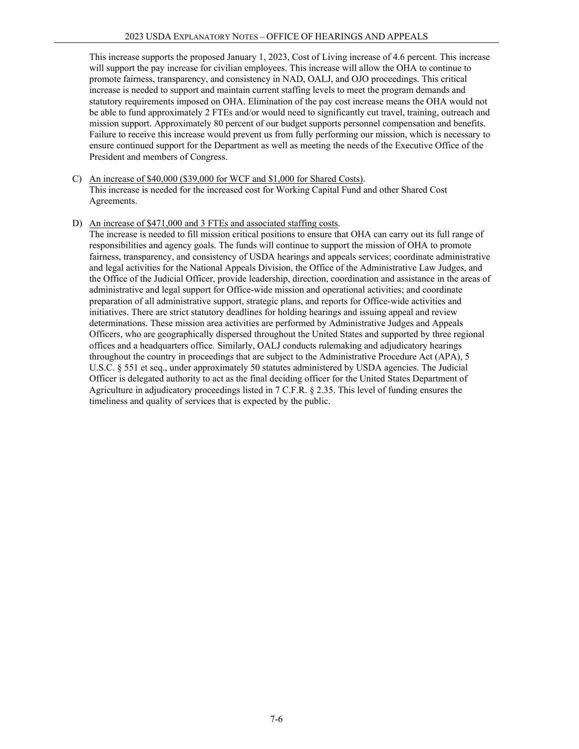This increase supports the proposed January 1, 2023, Cost of Living increase of 4.6 percent. This increase will support the pay increase for civilian employees. This increase will allow the OHA to continue to promote fairness, transparency, and consistency in NAD, OALJ, and OJO proceedings. This critical increase is needed to support and maintain current staffing levels to meet the program demands and statutory requirements imposed on OHA. Elimination of the pay cost increase means the OHA would not be able to fund approximately 2 FTEs and/or would need to significantly cut travel, training, outreach and mission support. Approximately 80 percent of our budget supports personnel compensation and benefits. Failure to receive this increase would prevent us from fully performing our mission, which is necessary to ensure continued support for the Department as well as meeting the needs of the Executive Office of the President and members of Congress.

C) An increase of $40,000 ($39,000 for WCF and $1,000 for Shared Costs).
This increase is needed for the increased cost for Working Capital Fund and other Shared Cost Agreements.

D) An increase of $471,000 and 3 FTEs and associated staffing costs.
The increase is needed to fill mission critical positions to ensure that OHA can carry out its full range of responsibilities and agency goals. The funds will continue to support the mission of OHA to promote fairness, transparency, and consistency of USDA hearings and appeals services; coordinate administrative and legal activities for the National Appeals Division, the Office of the Administrative Law Judges, and the Office of the Judicial Officer, provide leadership, direction, coordination and assistance in the areas of administrative and legal support for Office-wide mission and operational activities; and coordinate preparation of all administrative support, strategic plans, and reports for Office-wide activities and initiatives. There are strict statutory deadlines for holding hearings and issuing appeal and review determinations. These mission area activities are performed by Administrative Judges and Appeals Officers, who are geographically dispersed throughout the United States and supported by three regional offices and a headquarters office. Similarly, OALJ conducts rulemaking and adjudicatory hearings throughout the country in proceedings that are subject to the Administrative Procedure Act (APA), 5 U.S.C. § 551 et seq., under approximately 50 statutes administered by USDA agencies. The Judicial Officer is delegated authority to act as the final deciding officer for the United States Department of Agriculture in adjudicatory proceedings listed in 7 C.F.R. § 2.35. This level of funding ensures the timeliness and quality of services that is expected by the public.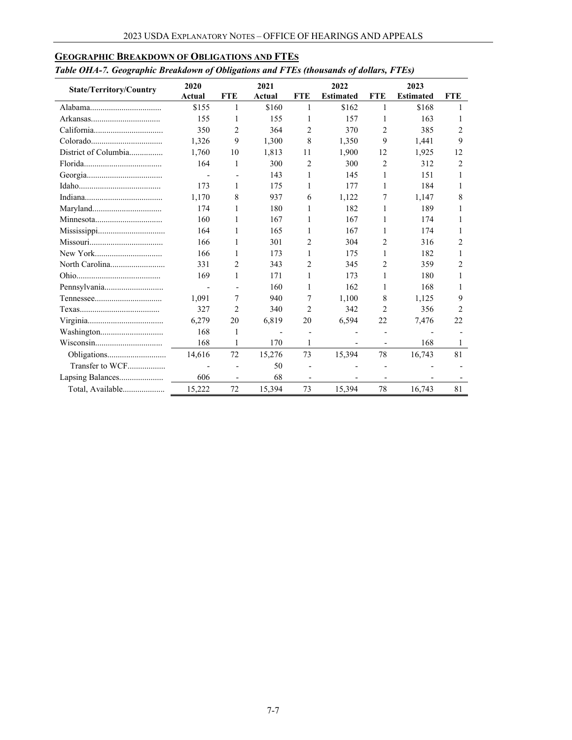## GEOGRAPHIC BREAKDOWN OF OBLIGATIONS AND FTES

*Table OHA-7. Geographic Breakdown of Obligations and FTEs (thousands of dollars, FTEs)*

| State/Territory/Country | 2020 Actual | FTE | 2021 Actual | FTE | 2022 Estimated | FTE | 2023 Estimated | FTE |
|---|---|---|---|---|---|---|---|---|
| Alabama | $155 | 1 | $160 | 1 | $162 | 1 | $168 | 1 |
| Arkansas | 155 | 1 | 155 | 1 | 157 | 1 | 163 | 1 |
| California | 350 | 2 | 364 | 2 | 370 | 2 | 385 | 2 |
| Colorado | 1,326 | 9 | 1,300 | 8 | 1,350 | 9 | 1,441 | 9 |
| District of Columbia | 1,760 | 10 | 1,813 | 11 | 1,900 | 12 | 1,925 | 12 |
| Florida | 164 | 1 | 300 | 2 | 300 | 2 | 312 | 2 |
| Georgia | - | - | 143 | 1 | 145 | 1 | 151 | 1 |
| Idaho | 173 | 1 | 175 | 1 | 177 | 1 | 184 | 1 |
| Indiana | 1,170 | 8 | 937 | 6 | 1,122 | 7 | 1,147 | 8 |
| Maryland | 174 | 1 | 180 | 1 | 182 | 1 | 189 | 1 |
| Minnesota | 160 | 1 | 167 | 1 | 167 | 1 | 174 | 1 |
| Mississippi | 164 | 1 | 165 | 1 | 167 | 1 | 174 | 1 |
| Missouri | 166 | 1 | 301 | 2 | 304 | 2 | 316 | 2 |
| New York | 166 | 1 | 173 | 1 | 175 | 1 | 182 | 1 |
| North Carolina | 331 | 2 | 343 | 2 | 345 | 2 | 359 | 2 |
| Ohio | 169 | 1 | 171 | 1 | 173 | 1 | 180 | 1 |
| Pennsylvania | - | - | 160 | 1 | 162 | 1 | 168 | 1 |
| Tennessee | 1,091 | 7 | 940 | 7 | 1,100 | 8 | 1,125 | 9 |
| Texas | 327 | 2 | 340 | 2 | 342 | 2 | 356 | 2 |
| Virginia | 6,279 | 20 | 6,819 | 20 | 6,594 | 22 | 7,476 | 22 |
| Washington | 168 | 1 | - | - | - | - | - | - |
| Wisconsin | 168 | 1 | 170 | 1 | - | - | 168 | 1 |
| Obligations | 14,616 | 72 | 15,276 | 73 | 15,394 | 78 | 16,743 | 81 |
| Transfer to WCF | - | - | 50 | - | - | - | - | - |
| Lapsing Balances | 606 | - | 68 | - | - | - | - | - |
| Total, Available | 15,222 | 72 | 15,394 | 73 | 15,394 | 78 | 16,743 | 81 |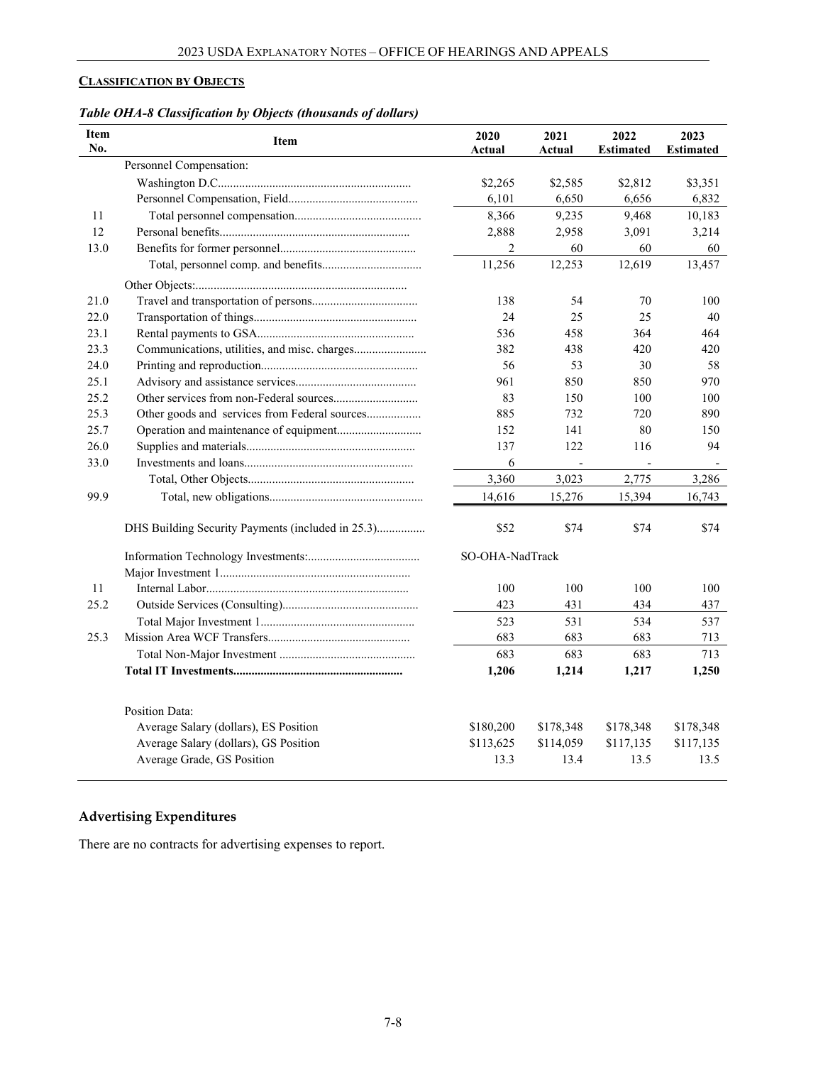## CLASSIFICATION BY OBJECTS

***Table OHA-8 Classification by Objects (thousands of dollars)***

| Item No. | Item | 2020 Actual | 2021 Actual | 2022 Estimated | 2023 Estimated |
|---|---|---|---|---|---|
| | Personnel Compensation: | | | | |
| | Washington D.C. | $2,265 | $2,585 | $2,812 | $3,351 |
| | Personnel Compensation, Field | 6,101 | 6,650 | 6,656 | 6,832 |
| 11 | Total personnel compensation | 8,366 | 9,235 | 9,468 | 10,183 |
| 12 | Personal benefits | 2,888 | 2,958 | 3,091 | 3,214 |
| 13.0 | Benefits for former personnel | 2 | 60 | 60 | 60 |
| | Total, personnel comp. and benefits | 11,256 | 12,253 | 12,619 | 13,457 |
| | Other Objects: | | | | |
| 21.0 | Travel and transportation of persons | 138 | 54 | 70 | 100 |
| 22.0 | Transportation of things | 24 | 25 | 25 | 40 |
| 23.1 | Rental payments to GSA | 536 | 458 | 364 | 464 |
| 23.3 | Communications, utilities, and misc. charges | 382 | 438 | 420 | 420 |
| 24.0 | Printing and reproduction | 56 | 53 | 30 | 58 |
| 25.1 | Advisory and assistance services | 961 | 850 | 850 | 970 |
| 25.2 | Other services from non-Federal sources | 83 | 150 | 100 | 100 |
| 25.3 | Other goods and services from Federal sources | 885 | 732 | 720 | 890 |
| 25.7 | Operation and maintenance of equipment | 152 | 141 | 80 | 150 |
| 26.0 | Supplies and materials | 137 | 122 | 116 | 94 |
| 33.0 | Investments and loans | 6 | - | - | - |
| | Total, Other Objects | 3,360 | 3,023 | 2,775 | 3,286 |
| 99.9 | Total, new obligations | 14,616 | 15,276 | 15,394 | 16,743 |
| | DHS Building Security Payments (included in 25.3) | $52 | $74 | $74 | $74 |
| | Information Technology Investments: | SO-OHA-NadTrack | | | |
| | Major Investment 1 | | | | |
| 11 | Internal Labor | 100 | 100 | 100 | 100 |
| 25.2 | Outside Services (Consulting) | 423 | 431 | 434 | 437 |
| | Total Major Investment 1 | 523 | 531 | 534 | 537 |
| 25.3 | Mission Area WCF Transfers | 683 | 683 | 683 | 713 |
| | Total Non-Major Investment | 683 | 683 | 683 | 713 |
| | **Total IT Investments** | **1,206** | **1,214** | **1,217** | **1,250** |
| | Position Data: | | | | |
| | Average Salary (dollars), ES Position | $180,200 | $178,348 | $178,348 | $178,348 |
| | Average Salary (dollars), GS Position | $113,625 | $114,059 | $117,135 | $117,135 |
| | Average Grade, GS Position | 13.3 | 13.4 | 13.5 | 13.5 |

### Advertising Expenditures

There are no contracts for advertising expenses to report.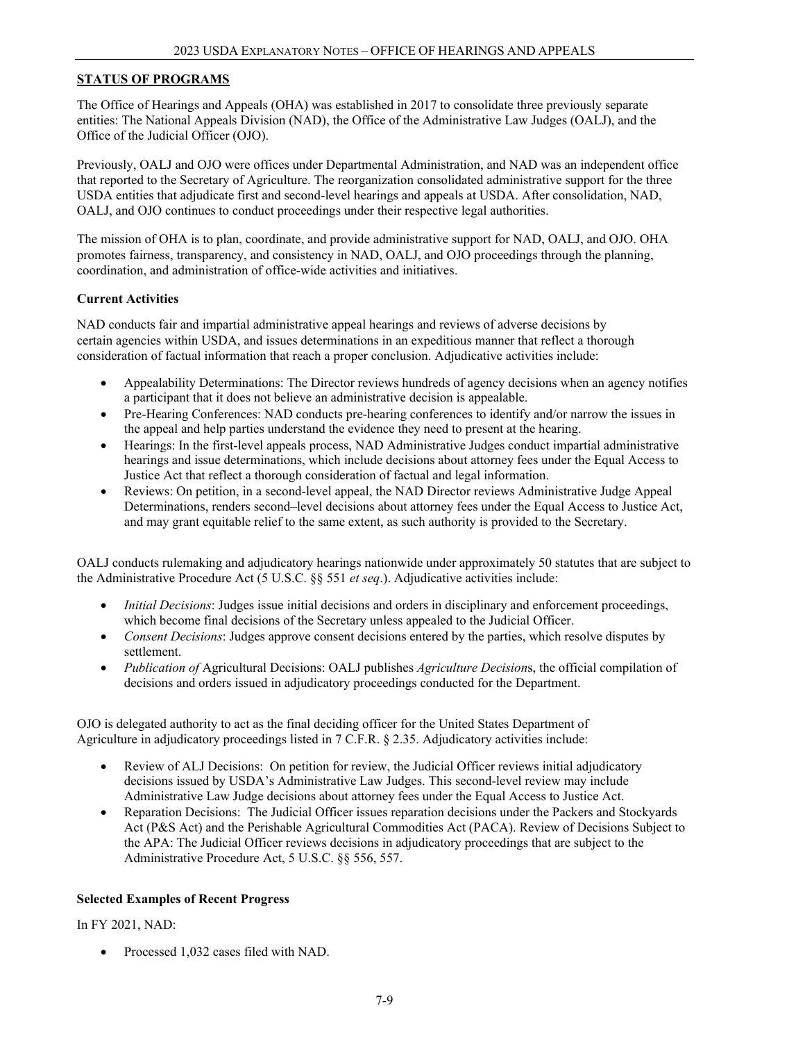## STATUS OF PROGRAMS

The Office of Hearings and Appeals (OHA) was established in 2017 to consolidate three previously separate entities: The National Appeals Division (NAD), the Office of the Administrative Law Judges (OALJ), and the Office of the Judicial Officer (OJO).

Previously, OALJ and OJO were offices under Departmental Administration, and NAD was an independent office that reported to the Secretary of Agriculture. The reorganization consolidated administrative support for the three USDA entities that adjudicate first and second-level hearings and appeals at USDA. After consolidation, NAD, OALJ, and OJO continues to conduct proceedings under their respective legal authorities.

The mission of OHA is to plan, coordinate, and provide administrative support for NAD, OALJ, and OJO. OHA promotes fairness, transparency, and consistency in NAD, OALJ, and OJO proceedings through the planning, coordination, and administration of office-wide activities and initiatives.

### Current Activities

NAD conducts fair and impartial administrative appeal hearings and reviews of adverse decisions by certain agencies within USDA, and issues determinations in an expeditious manner that reflect a thorough consideration of factual information that reach a proper conclusion. Adjudicative activities include:

- Appealability Determinations: The Director reviews hundreds of agency decisions when an agency notifies a participant that it does not believe an administrative decision is appealable.
- Pre-Hearing Conferences: NAD conducts pre-hearing conferences to identify and/or narrow the issues in the appeal and help parties understand the evidence they need to present at the hearing.
- Hearings: In the first-level appeals process, NAD Administrative Judges conduct impartial administrative hearings and issue determinations, which include decisions about attorney fees under the Equal Access to Justice Act that reflect a thorough consideration of factual and legal information.
- Reviews: On petition, in a second-level appeal, the NAD Director reviews Administrative Judge Appeal Determinations, renders second–level decisions about attorney fees under the Equal Access to Justice Act, and may grant equitable relief to the same extent, as such authority is provided to the Secretary.

OALJ conducts rulemaking and adjudicatory hearings nationwide under approximately 50 statutes that are subject to the Administrative Procedure Act (5 U.S.C. §§ 551 *et seq*.). Adjudicative activities include:

- *Initial Decisions*: Judges issue initial decisions and orders in disciplinary and enforcement proceedings, which become final decisions of the Secretary unless appealed to the Judicial Officer.
- *Consent Decisions*: Judges approve consent decisions entered by the parties, which resolve disputes by settlement.
- *Publication of* Agricultural Decisions: OALJ publishes *Agriculture Decision*s, the official compilation of decisions and orders issued in adjudicatory proceedings conducted for the Department.

OJO is delegated authority to act as the final deciding officer for the United States Department of Agriculture in adjudicatory proceedings listed in 7 C.F.R. § 2.35. Adjudicatory activities include:

- Review of ALJ Decisions: On petition for review, the Judicial Officer reviews initial adjudicatory decisions issued by USDA's Administrative Law Judges. This second-level review may include Administrative Law Judge decisions about attorney fees under the Equal Access to Justice Act.
- Reparation Decisions: The Judicial Officer issues reparation decisions under the Packers and Stockyards Act (P&S Act) and the Perishable Agricultural Commodities Act (PACA). Review of Decisions Subject to the APA: The Judicial Officer reviews decisions in adjudicatory proceedings that are subject to the Administrative Procedure Act, 5 U.S.C. §§ 556, 557.

### Selected Examples of Recent Progress

In FY 2021, NAD:

- Processed 1,032 cases filed with NAD.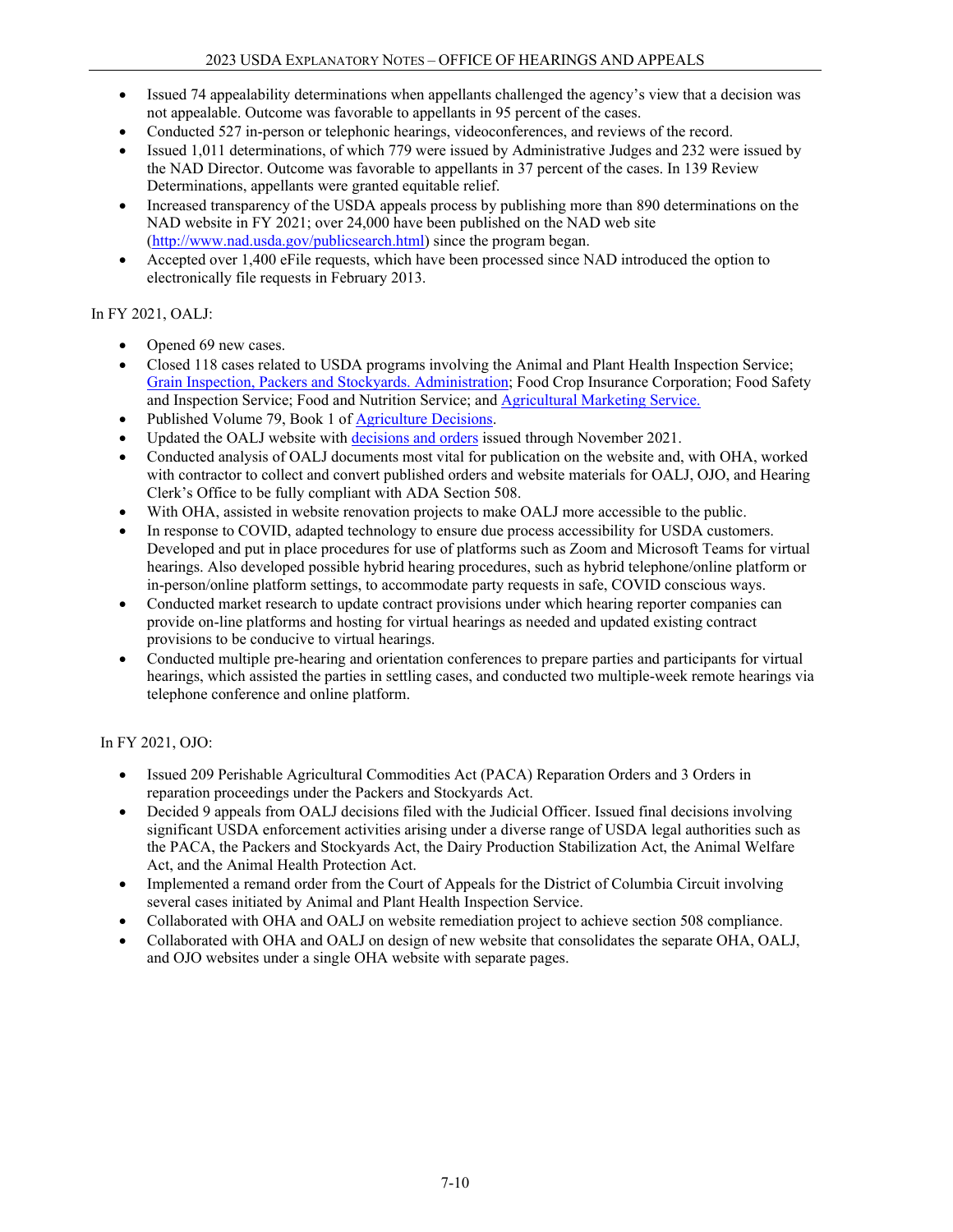- Issued 74 appealability determinations when appellants challenged the agency's view that a decision was not appealable. Outcome was favorable to appellants in 95 percent of the cases.
- Conducted 527 in-person or telephonic hearings, videoconferences, and reviews of the record.
- Issued 1,011 determinations, of which 779 were issued by Administrative Judges and 232 were issued by the NAD Director. Outcome was favorable to appellants in 37 percent of the cases. In 139 Review Determinations, appellants were granted equitable relief.
- Increased transparency of the USDA appeals process by publishing more than 890 determinations on the NAD website in FY 2021; over 24,000 have been published on the NAD web site (http://www.nad.usda.gov/publicsearch.html) since the program began.
- Accepted over 1,400 eFile requests, which have been processed since NAD introduced the option to electronically file requests in February 2013.

In FY 2021, OALJ:

- Opened 69 new cases.
- Closed 118 cases related to USDA programs involving the Animal and Plant Health Inspection Service; Grain Inspection, Packers and Stockyards. Administration; Food Crop Insurance Corporation; Food Safety and Inspection Service; Food and Nutrition Service; and Agricultural Marketing Service.
- Published Volume 79, Book 1 of Agriculture Decisions.
- Updated the OALJ website with decisions and orders issued through November 2021.
- Conducted analysis of OALJ documents most vital for publication on the website and, with OHA, worked with contractor to collect and convert published orders and website materials for OALJ, OJO, and Hearing Clerk's Office to be fully compliant with ADA Section 508.
- With OHA, assisted in website renovation projects to make OALJ more accessible to the public.
- In response to COVID, adapted technology to ensure due process accessibility for USDA customers. Developed and put in place procedures for use of platforms such as Zoom and Microsoft Teams for virtual hearings. Also developed possible hybrid hearing procedures, such as hybrid telephone/online platform or in-person/online platform settings, to accommodate party requests in safe, COVID conscious ways.
- Conducted market research to update contract provisions under which hearing reporter companies can provide on-line platforms and hosting for virtual hearings as needed and updated existing contract provisions to be conducive to virtual hearings.
- Conducted multiple pre-hearing and orientation conferences to prepare parties and participants for virtual hearings, which assisted the parties in settling cases, and conducted two multiple-week remote hearings via telephone conference and online platform.

In FY 2021, OJO:

- Issued 209 Perishable Agricultural Commodities Act (PACA) Reparation Orders and 3 Orders in reparation proceedings under the Packers and Stockyards Act.
- Decided 9 appeals from OALJ decisions filed with the Judicial Officer. Issued final decisions involving significant USDA enforcement activities arising under a diverse range of USDA legal authorities such as the PACA, the Packers and Stockyards Act, the Dairy Production Stabilization Act, the Animal Welfare Act, and the Animal Health Protection Act.
- Implemented a remand order from the Court of Appeals for the District of Columbia Circuit involving several cases initiated by Animal and Plant Health Inspection Service.
- Collaborated with OHA and OALJ on website remediation project to achieve section 508 compliance.
- Collaborated with OHA and OALJ on design of new website that consolidates the separate OHA, OALJ, and OJO websites under a single OHA website with separate pages.